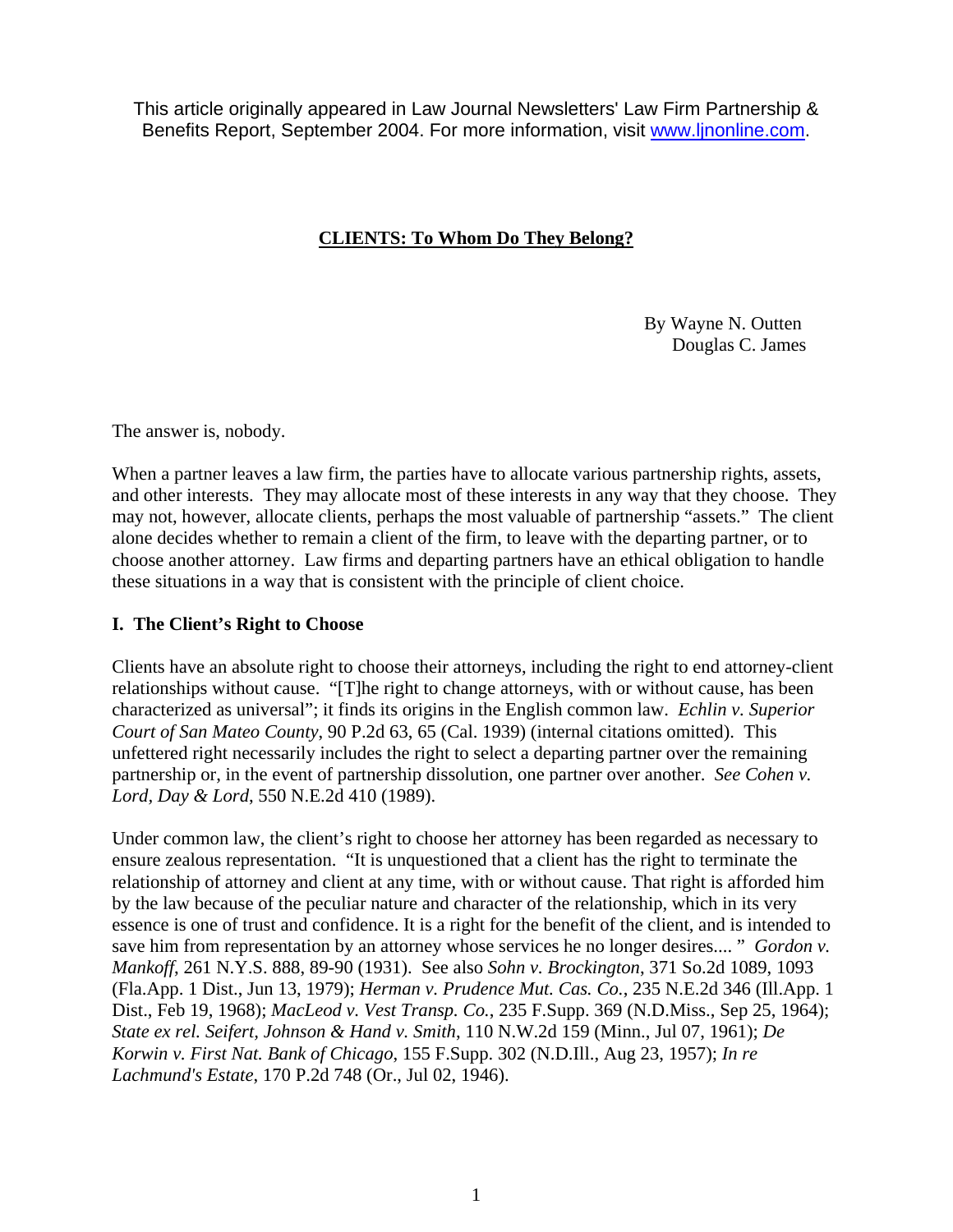This article originally appeared in Law Journal Newsletters' Law Firm Partnership & Benefits Report, September 2004. For more information, visit www.ljnonline.com.

# **CLIENTS: To Whom Do They Belong?**

By Wayne N. Outten
Douglas C. James

The answer is, nobody.

When a partner leaves a law firm, the parties have to allocate various partnership rights, assets, and other interests. They may allocate most of these interests in any way that they choose. They may not, however, allocate clients, perhaps the most valuable of partnership "assets." The client alone decides whether to remain a client of the firm, to leave with the departing partner, or to choose another attorney. Law firms and departing partners have an ethical obligation to handle these situations in a way that is consistent with the principle of client choice.

## **I. The Client's Right to Choose**

Clients have an absolute right to choose their attorneys, including the right to end attorney-client relationships without cause. "[T]he right to change attorneys, with or without cause, has been characterized as universal"; it finds its origins in the English common law. *Echlin v. Superior Court of San Mateo County*, 90 P.2d 63, 65 (Cal. 1939) (internal citations omitted). This unfettered right necessarily includes the right to select a departing partner over the remaining partnership or, in the event of partnership dissolution, one partner over another. *See Cohen v. Lord, Day & Lord*, 550 N.E.2d 410 (1989).

Under common law, the client's right to choose her attorney has been regarded as necessary to ensure zealous representation. "It is unquestioned that a client has the right to terminate the relationship of attorney and client at any time, with or without cause. That right is afforded him by the law because of the peculiar nature and character of the relationship, which in its very essence is one of trust and confidence. It is a right for the benefit of the client, and is intended to save him from representation by an attorney whose services he no longer desires.... " *Gordon v. Mankoff*, 261 N.Y.S. 888, 89-90 (1931). See also *Sohn v. Brockington*, 371 So.2d 1089, 1093 (Fla.App. 1 Dist., Jun 13, 1979); *Herman v. Prudence Mut. Cas. Co.*, 235 N.E.2d 346 (Ill.App. 1 Dist., Feb 19, 1968); *MacLeod v. Vest Transp. Co.*, 235 F.Supp. 369 (N.D.Miss., Sep 25, 1964); *State ex rel. Seifert, Johnson & Hand v. Smith*, 110 N.W.2d 159 (Minn., Jul 07, 1961); *De Korwin v. First Nat. Bank of Chicago*, 155 F.Supp. 302 (N.D.Ill., Aug 23, 1957); *In re Lachmund's Estate*, 170 P.2d 748 (Or., Jul 02, 1946).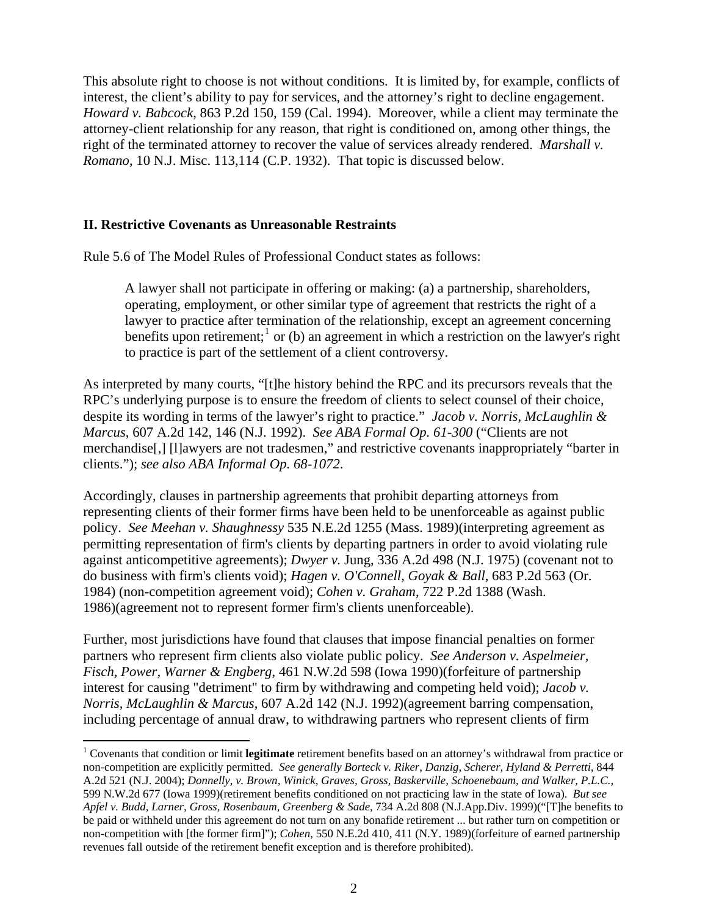This absolute right to choose is not without conditions. It is limited by, for example, conflicts of interest, the client's ability to pay for services, and the attorney's right to decline engagement. *Howard v. Babcock*, 863 P.2d 150, 159 (Cal. 1994). Moreover, while a client may terminate the attorney-client relationship for any reason, that right is conditioned on, among other things, the right of the terminated attorney to recover the value of services already rendered. *Marshall v. Romano*, 10 N.J. Misc. 113,114 (C.P. 1932). That topic is discussed below.

## II. Restrictive Covenants as Unreasonable Restraints

Rule 5.6 of The Model Rules of Professional Conduct states as follows:

> A lawyer shall not participate in offering or making: (a) a partnership, shareholders, operating, employment, or other similar type of agreement that restricts the right of a lawyer to practice after termination of the relationship, except an agreement concerning benefits upon retirement;[1] or (b) an agreement in which a restriction on the lawyer's right to practice is part of the settlement of a client controversy.

As interpreted by many courts, "[t]he history behind the RPC and its precursors reveals that the RPC's underlying purpose is to ensure the freedom of clients to select counsel of their choice, despite its wording in terms of the lawyer's right to practice." *Jacob v. Norris, McLaughlin & Marcus*, 607 A.2d 142, 146 (N.J. 1992). *See ABA Formal Op. 61-300* ("Clients are not merchandise[,] [l]awyers are not tradesmen," and restrictive covenants inappropriately "barter in clients."); *see also ABA Informal Op. 68-1072*.

Accordingly, clauses in partnership agreements that prohibit departing attorneys from representing clients of their former firms have been held to be unenforceable as against public policy. *See Meehan v. Shaughnessy* 535 N.E.2d 1255 (Mass. 1989)(interpreting agreement as permitting representation of firm's clients by departing partners in order to avoid violating rule against anticompetitive agreements); *Dwyer v.* Jung, 336 A.2d 498 (N.J. 1975) (covenant not to do business with firm's clients void); *Hagen v. O'Connell, Goyak & Ball*, 683 P.2d 563 (Or. 1984) (non-competition agreement void); *Cohen v. Graham*, 722 P.2d 1388 (Wash. 1986)(agreement not to represent former firm's clients unenforceable).

Further, most jurisdictions have found that clauses that impose financial penalties on former partners who represent firm clients also violate public policy. *See Anderson v. Aspelmeier, Fisch, Power, Warner & Engberg*, 461 N.W.2d 598 (Iowa 1990)(forfeiture of partnership interest for causing "detriment" to firm by withdrawing and competing held void); *Jacob v. Norris, McLaughlin & Marcus*, 607 A.2d 142 (N.J. 1992)(agreement barring compensation, including percentage of annual draw, to withdrawing partners who represent clients of firm

[1] Covenants that condition or limit **legitimate** retirement benefits based on an attorney's withdrawal from practice or non-competition are explicitly permitted. *See generally Borteck v. Riker, Danzig, Scherer, Hyland & Perretti*, 844 A.2d 521 (N.J. 2004); *Donnelly, v. Brown, Winick, Graves, Gross, Baskerville, Schoenebaum, and Walker, P.L.C.*, 599 N.W.2d 677 (Iowa 1999)(retirement benefits conditioned on not practicing law in the state of Iowa). *But see Apfel v. Budd, Larner, Gross, Rosenbaum, Greenberg & Sade*, 734 A.2d 808 (N.J.App.Div. 1999)("[T]he benefits to be paid or withheld under this agreement do not turn on any bonafide retirement ... but rather turn on competition or non-competition with [the former firm]"); *Cohen*, 550 N.E.2d 410, 411 (N.Y. 1989)(forfeiture of earned partnership revenues fall outside of the retirement benefit exception and is therefore prohibited).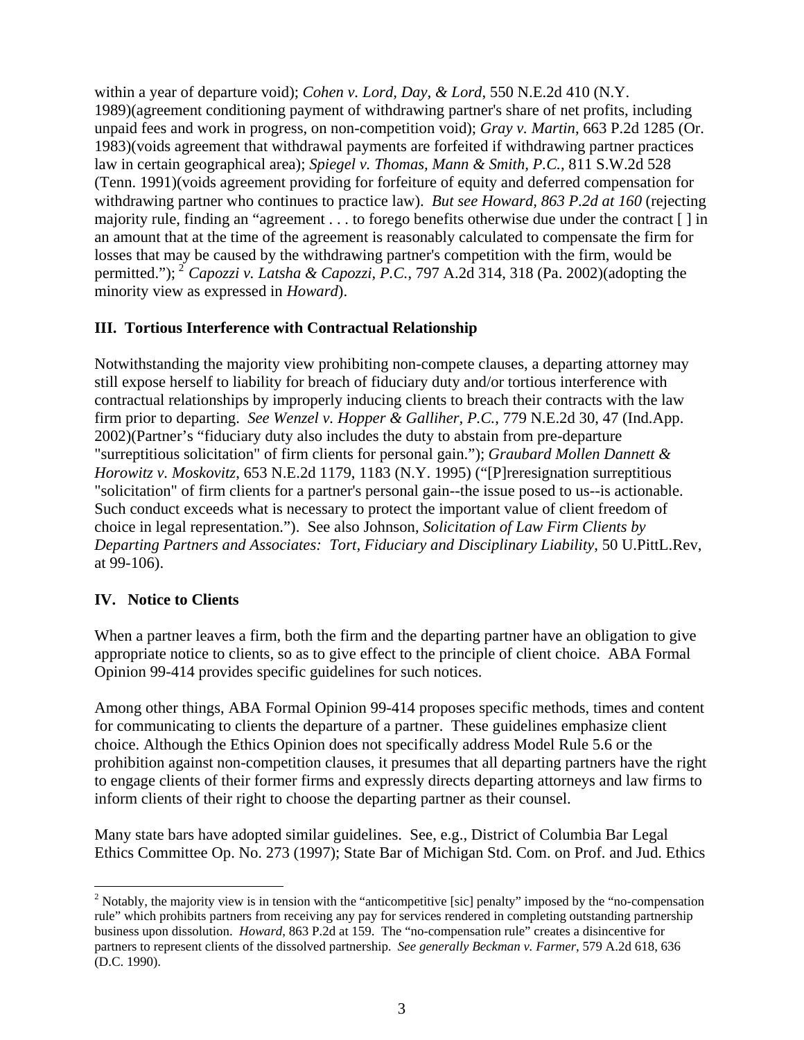within a year of departure void); *Cohen v. Lord, Day, & Lord*, 550 N.E.2d 410 (N.Y. 1989)(agreement conditioning payment of withdrawing partner's share of net profits, including unpaid fees and work in progress, on non-competition void); *Gray v. Martin*, 663 P.2d 1285 (Or. 1983)(voids agreement that withdrawal payments are forfeited if withdrawing partner practices law in certain geographical area); *Spiegel v. Thomas, Mann & Smith, P.C.*, 811 S.W.2d 528 (Tenn. 1991)(voids agreement providing for forfeiture of equity and deferred compensation for withdrawing partner who continues to practice law). *But see Howard, 863 P.2d at 160* (rejecting majority rule, finding an "agreement . . . to forego benefits otherwise due under the contract [ ] in an amount that at the time of the agreement is reasonably calculated to compensate the firm for losses that may be caused by the withdrawing partner's competition with the firm, would be permitted."); [2] *Capozzi v. Latsha & Capozzi, P.C.*, 797 A.2d 314, 318 (Pa. 2002)(adopting the minority view as expressed in *Howard*).

## III. Tortious Interference with Contractual Relationship

Notwithstanding the majority view prohibiting non-compete clauses, a departing attorney may still expose herself to liability for breach of fiduciary duty and/or tortious interference with contractual relationships by improperly inducing clients to breach their contracts with the law firm prior to departing. *See Wenzel v. Hopper & Galliher, P.C.*, 779 N.E.2d 30, 47 (Ind.App. 2002)(Partner's "fiduciary duty also includes the duty to abstain from pre-departure "surreptitious solicitation" of firm clients for personal gain."); *Graubard Mollen Dannett & Horowitz v. Moskovitz*, 653 N.E.2d 1179, 1183 (N.Y. 1995) ("[P]reresignation surreptitious "solicitation" of firm clients for a partner's personal gain--the issue posed to us--is actionable. Such conduct exceeds what is necessary to protect the important value of client freedom of choice in legal representation."). See also Johnson, *Solicitation of Law Firm Clients by Departing Partners and Associates: Tort, Fiduciary and Disciplinary Liability*, 50 U.PittL.Rev, at 99-106).

## IV. Notice to Clients

When a partner leaves a firm, both the firm and the departing partner have an obligation to give appropriate notice to clients, so as to give effect to the principle of client choice. ABA Formal Opinion 99-414 provides specific guidelines for such notices.

Among other things, ABA Formal Opinion 99-414 proposes specific methods, times and content for communicating to clients the departure of a partner. These guidelines emphasize client choice. Although the Ethics Opinion does not specifically address Model Rule 5.6 or the prohibition against non-competition clauses, it presumes that all departing partners have the right to engage clients of their former firms and expressly directs departing attorneys and law firms to inform clients of their right to choose the departing partner as their counsel.

Many state bars have adopted similar guidelines. See, e.g., District of Columbia Bar Legal Ethics Committee Op. No. 273 (1997); State Bar of Michigan Std. Com. on Prof. and Jud. Ethics

---

[2] Notably, the majority view is in tension with the "anticompetitive [sic] penalty" imposed by the "no-compensation rule" which prohibits partners from receiving any pay for services rendered in completing outstanding partnership business upon dissolution. *Howard*, 863 P.2d at 159. The "no-compensation rule" creates a disincentive for partners to represent clients of the dissolved partnership. *See generally Beckman v. Farmer*, 579 A.2d 618, 636 (D.C. 1990).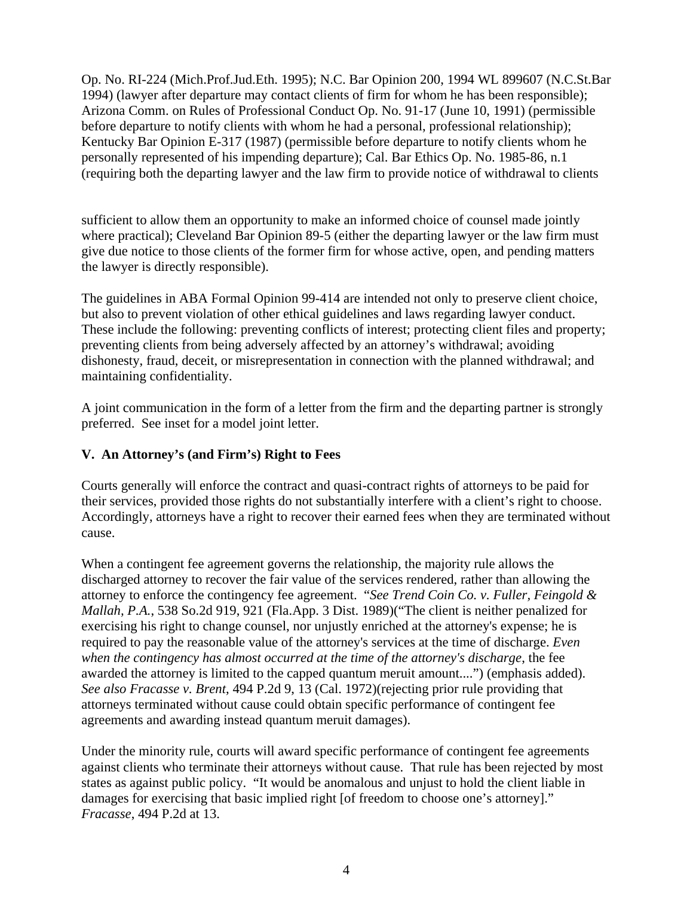Op. No. RI-224 (Mich.Prof.Jud.Eth. 1995); N.C. Bar Opinion 200, 1994 WL 899607 (N.C.St.Bar 1994) (lawyer after departure may contact clients of firm for whom he has been responsible); Arizona Comm. on Rules of Professional Conduct Op. No. 91-17 (June 10, 1991) (permissible before departure to notify clients with whom he had a personal, professional relationship); Kentucky Bar Opinion E-317 (1987) (permissible before departure to notify clients whom he personally represented of his impending departure); Cal. Bar Ethics Op. No. 1985-86, n.1 (requiring both the departing lawyer and the law firm to provide notice of withdrawal to clients sufficient to allow them an opportunity to make an informed choice of counsel made jointly where practical); Cleveland Bar Opinion 89-5 (either the departing lawyer or the law firm must give due notice to those clients of the former firm for whose active, open, and pending matters the lawyer is directly responsible).

The guidelines in ABA Formal Opinion 99-414 are intended not only to preserve client choice, but also to prevent violation of other ethical guidelines and laws regarding lawyer conduct. These include the following: preventing conflicts of interest; protecting client files and property; preventing clients from being adversely affected by an attorney's withdrawal; avoiding dishonesty, fraud, deceit, or misrepresentation in connection with the planned withdrawal; and maintaining confidentiality.

A joint communication in the form of a letter from the firm and the departing partner is strongly preferred. See inset for a model joint letter.

## V. An Attorney's (and Firm's) Right to Fees

Courts generally will enforce the contract and quasi-contract rights of attorneys to be paid for their services, provided those rights do not substantially interfere with a client's right to choose. Accordingly, attorneys have a right to recover their earned fees when they are terminated without cause.

When a contingent fee agreement governs the relationship, the majority rule allows the discharged attorney to recover the fair value of the services rendered, rather than allowing the attorney to enforce the contingency fee agreement. "*See Trend Coin Co. v. Fuller, Feingold & Mallah, P.A.*, 538 So.2d 919, 921 (Fla.App. 3 Dist. 1989)("The client is neither penalized for exercising his right to change counsel, nor unjustly enriched at the attorney's expense; he is required to pay the reasonable value of the attorney's services at the time of discharge. *Even when the contingency has almost occurred at the time of the attorney's discharge*, the fee awarded the attorney is limited to the capped quantum meruit amount....") (emphasis added). *See also Fracasse v. Brent*, 494 P.2d 9, 13 (Cal. 1972)(rejecting prior rule providing that attorneys terminated without cause could obtain specific performance of contingent fee agreements and awarding instead quantum meruit damages).

Under the minority rule, courts will award specific performance of contingent fee agreements against clients who terminate their attorneys without cause. That rule has been rejected by most states as against public policy. "It would be anomalous and unjust to hold the client liable in damages for exercising that basic implied right [of freedom to choose one's attorney]." *Fracasse*, 494 P.2d at 13.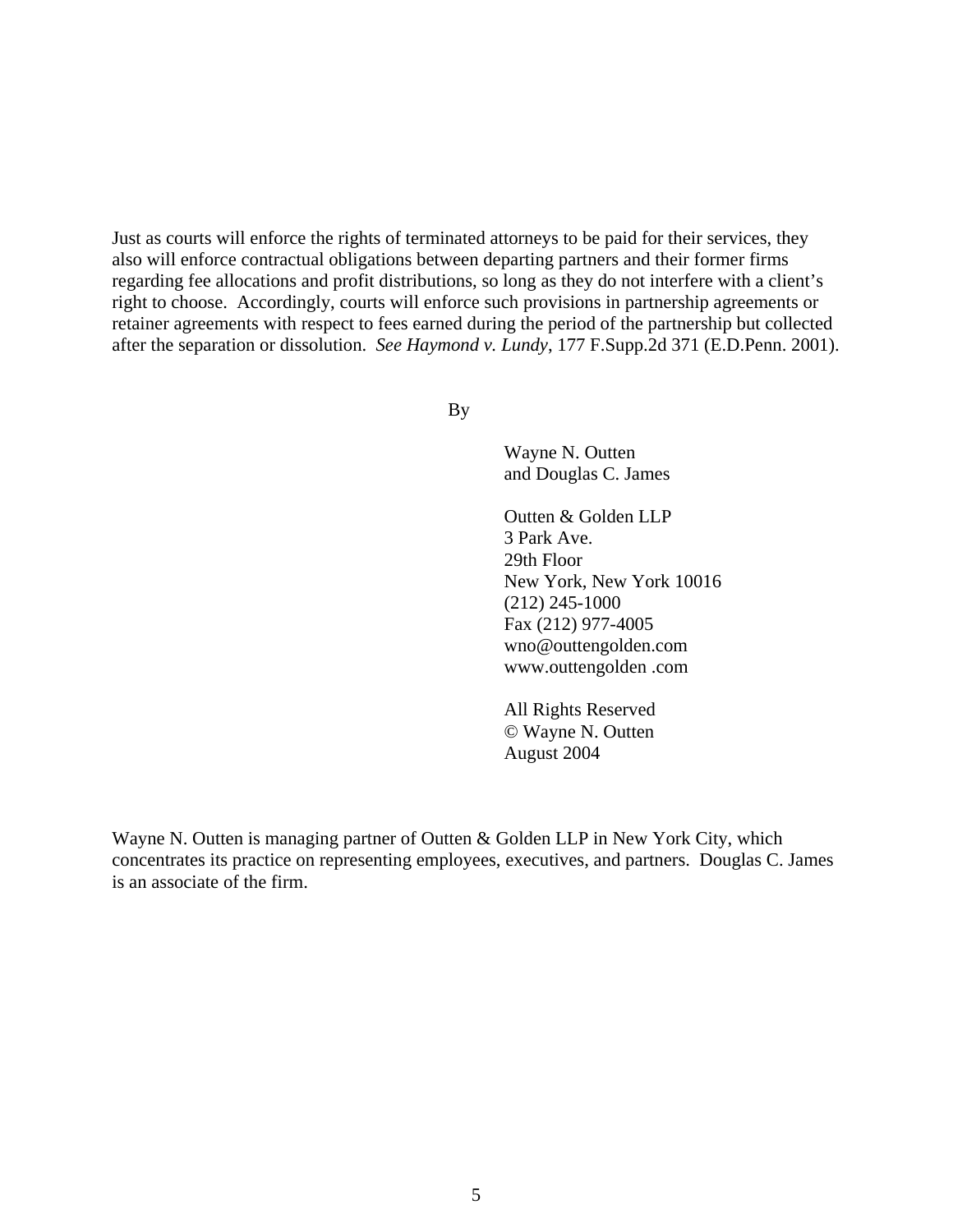Just as courts will enforce the rights of terminated attorneys to be paid for their services, they also will enforce contractual obligations between departing partners and their former firms regarding fee allocations and profit distributions, so long as they do not interfere with a client's right to choose. Accordingly, courts will enforce such provisions in partnership agreements or retainer agreements with respect to fees earned during the period of the partnership but collected after the separation or dissolution. *See Haymond v. Lundy*, 177 F.Supp.2d 371 (E.D.Penn. 2001).

By

Wayne N. Outten
and Douglas C. James

Outten & Golden LLP
3 Park Ave.
29th Floor
New York, New York 10016
(212) 245-1000
Fax (212) 977-4005
wno@outtengolden.com
www.outtengolden .com

All Rights Reserved
© Wayne N. Outten
August 2004

Wayne N. Outten is managing partner of Outten & Golden LLP in New York City, which concentrates its practice on representing employees, executives, and partners. Douglas C. James is an associate of the firm.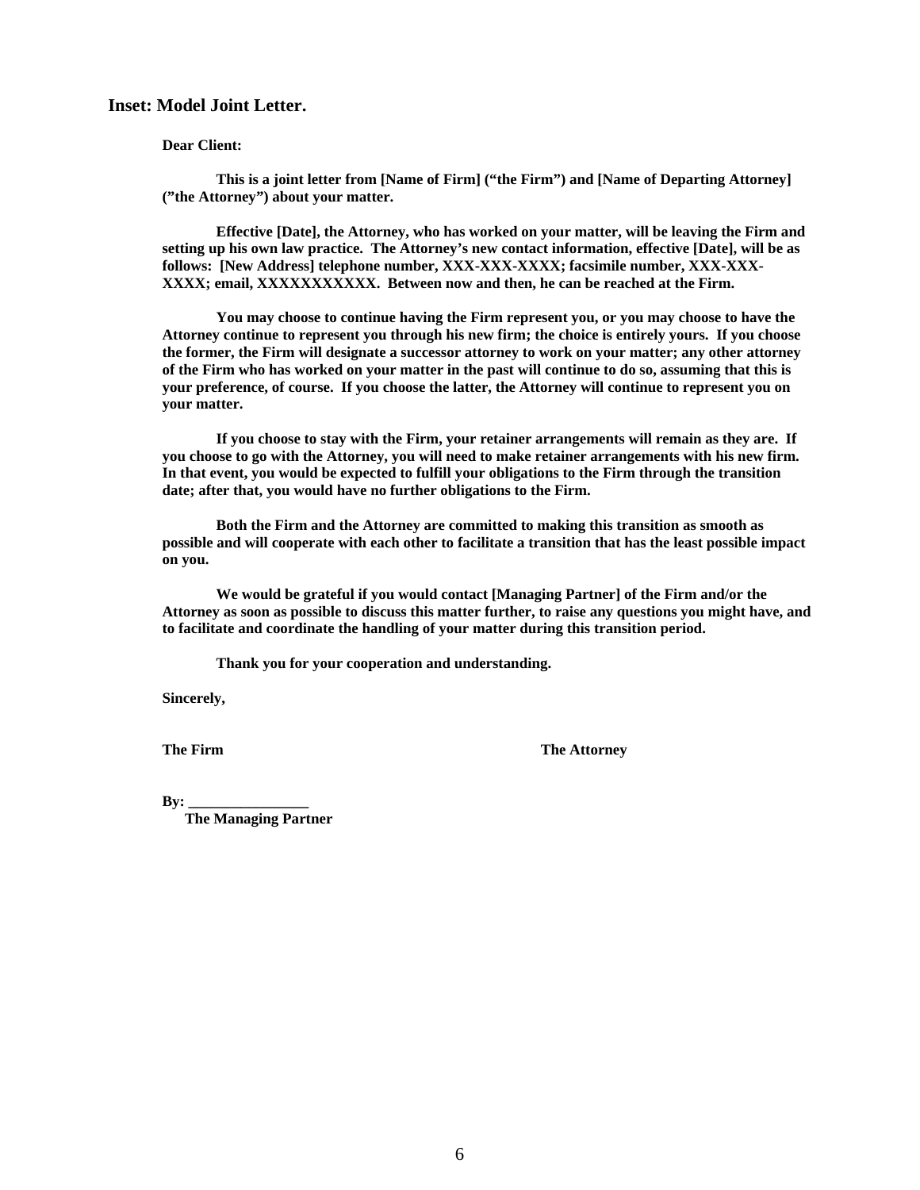## Inset: Model Joint Letter.

**Dear Client:**

**This is a joint letter from [Name of Firm] ("the Firm") and [Name of Departing Attorney] ("the Attorney") about your matter.**

**Effective [Date], the Attorney, who has worked on your matter, will be leaving the Firm and setting up his own law practice. The Attorney's new contact information, effective [Date], will be as follows: [New Address] telephone number, XXX-XXX-XXXX; facsimile number, XXX-XXX-XXXX; email, XXXXXXXXXXX. Between now and then, he can be reached at the Firm.**

**You may choose to continue having the Firm represent you, or you may choose to have the Attorney continue to represent you through his new firm; the choice is entirely yours. If you choose the former, the Firm will designate a successor attorney to work on your matter; any other attorney of the Firm who has worked on your matter in the past will continue to do so, assuming that this is your preference, of course. If you choose the latter, the Attorney will continue to represent you on your matter.**

**If you choose to stay with the Firm, your retainer arrangements will remain as they are. If you choose to go with the Attorney, you will need to make retainer arrangements with his new firm. In that event, you would be expected to fulfill your obligations to the Firm through the transition date; after that, you would have no further obligations to the Firm.**

**Both the Firm and the Attorney are committed to making this transition as smooth as possible and will cooperate with each other to facilitate a transition that has the least possible impact on you.**

**We would be grateful if you would contact [Managing Partner] of the Firm and/or the Attorney as soon as possible to discuss this matter further, to raise any questions you might have, and to facilitate and coordinate the handling of your matter during this transition period.**

**Thank you for your cooperation and understanding.**

**Sincerely,**

**The Firm** **The Attorney**

**By: ________________**
**The Managing Partner**